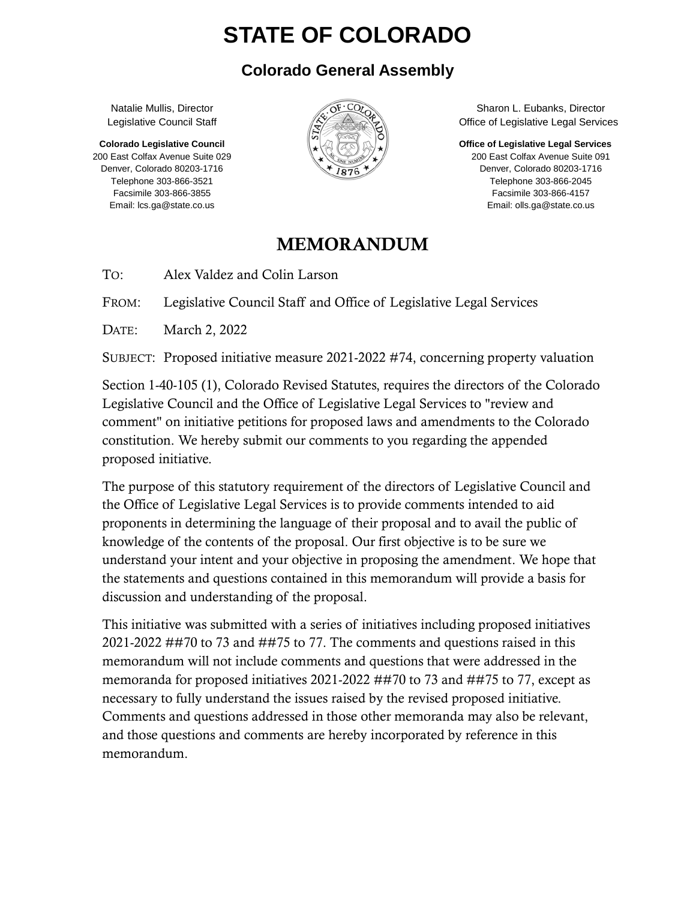# STATE OF COLORADO

## Colorado General Assembly

Natalie Mullis, Director
Legislative Council Staff

**Colorado Legislative Council**
200 East Colfax Avenue Suite 029
Denver, Colorado 80203-1716
Telephone 303-866-3521
Facsimile 303-866-3855
Email: lcs.ga@state.co.us

Sharon L. Eubanks, Director
Office of Legislative Legal Services

**Office of Legislative Legal Services**
200 East Colfax Avenue Suite 091
Denver, Colorado 80203-1716
Telephone 303-866-2045
Facsimile 303-866-4157
Email: olls.ga@state.co.us

# MEMORANDUM

TO: Alex Valdez and Colin Larson

FROM: Legislative Council Staff and Office of Legislative Legal Services

DATE: March 2, 2022

SUBJECT: Proposed initiative measure 2021-2022 #74, concerning property valuation

Section 1-40-105 (1), Colorado Revised Statutes, requires the directors of the Colorado Legislative Council and the Office of Legislative Legal Services to "review and comment" on initiative petitions for proposed laws and amendments to the Colorado constitution. We hereby submit our comments to you regarding the appended proposed initiative.

The purpose of this statutory requirement of the directors of Legislative Council and the Office of Legislative Legal Services is to provide comments intended to aid proponents in determining the language of their proposal and to avail the public of knowledge of the contents of the proposal. Our first objective is to be sure we understand your intent and your objective in proposing the amendment. We hope that the statements and questions contained in this memorandum will provide a basis for discussion and understanding of the proposal.

This initiative was submitted with a series of initiatives including proposed initiatives 2021-2022 ##70 to 73 and ##75 to 77. The comments and questions raised in this memorandum will not include comments and questions that were addressed in the memoranda for proposed initiatives 2021-2022 ##70 to 73 and ##75 to 77, except as necessary to fully understand the issues raised by the revised proposed initiative. Comments and questions addressed in those other memoranda may also be relevant, and those questions and comments are hereby incorporated by reference in this memorandum.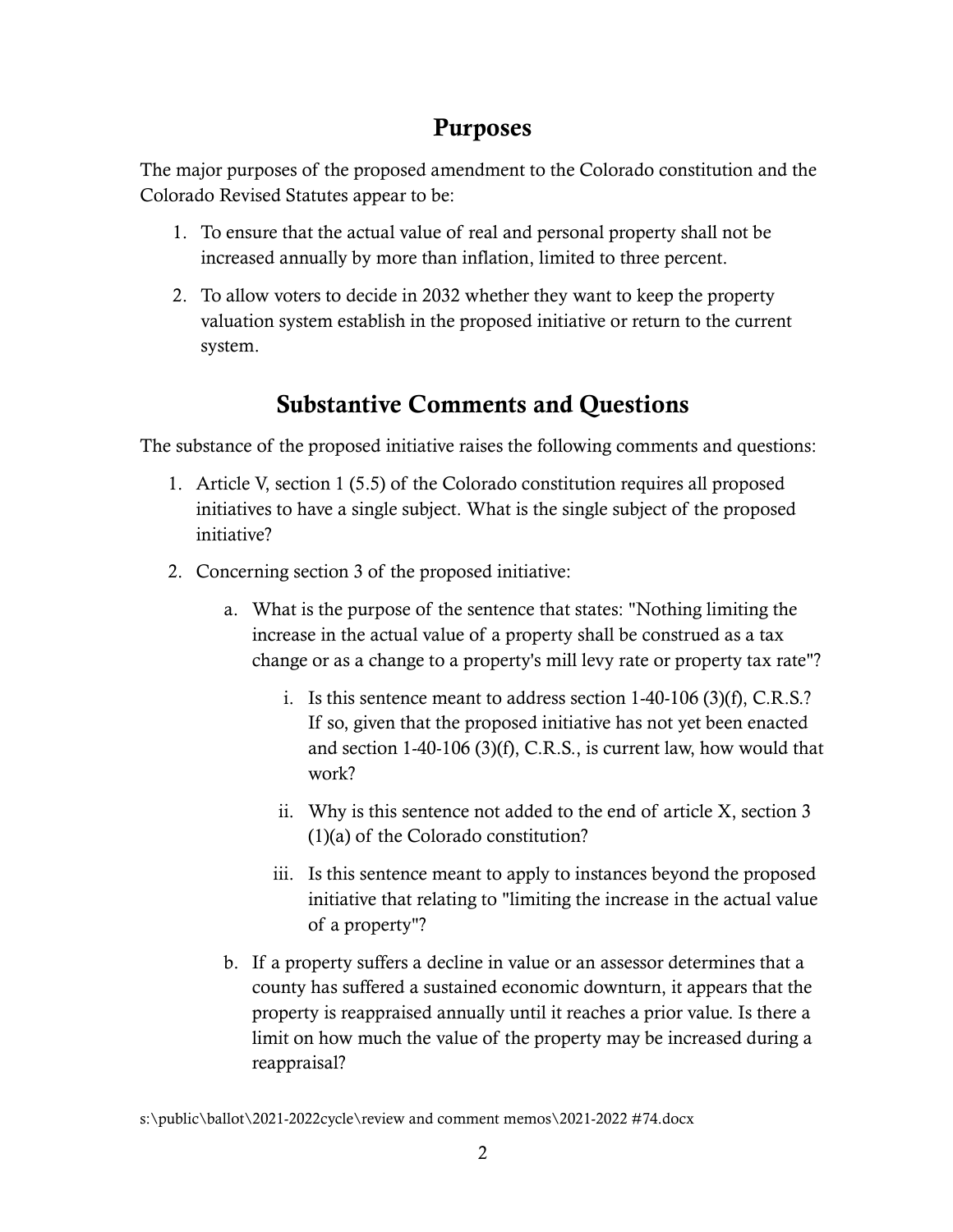## Purposes

The major purposes of the proposed amendment to the Colorado constitution and the Colorado Revised Statutes appear to be:

1. To ensure that the actual value of real and personal property shall not be increased annually by more than inflation, limited to three percent.
2. To allow voters to decide in 2032 whether they want to keep the property valuation system establish in the proposed initiative or return to the current system.

## Substantive Comments and Questions

The substance of the proposed initiative raises the following comments and questions:

1. Article V, section 1 (5.5) of the Colorado constitution requires all proposed initiatives to have a single subject. What is the single subject of the proposed initiative?
2. Concerning section 3 of the proposed initiative:
   a. What is the purpose of the sentence that states: "Nothing limiting the increase in the actual value of a property shall be construed as a tax change or as a change to a property's mill levy rate or property tax rate"?
      i. Is this sentence meant to address section 1-40-106 (3)(f), C.R.S.? If so, given that the proposed initiative has not yet been enacted and section 1-40-106 (3)(f), C.R.S., is current law, how would that work?
      ii. Why is this sentence not added to the end of article X, section 3 (1)(a) of the Colorado constitution?
      iii. Is this sentence meant to apply to instances beyond the proposed initiative that relating to "limiting the increase in the actual value of a property"?

   b. If a property suffers a decline in value or an assessor determines that a county has suffered a sustained economic downturn, it appears that the property is reappraised annually until it reaches a prior value. Is there a limit on how much the value of the property may be increased during a reappraisal?

s:\public\ballot\2021-2022cycle\review and comment memos\2021-2022 #74.docx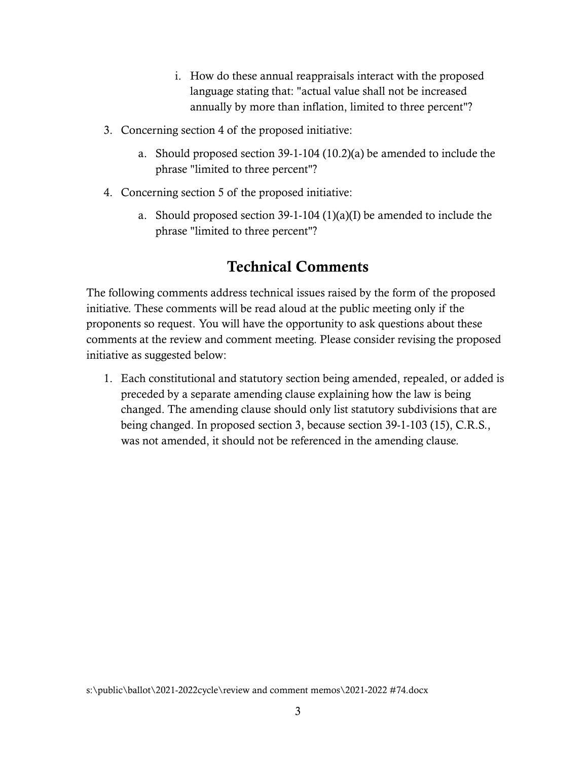i. How do these annual reappraisals interact with the proposed language stating that: "actual value shall not be increased annually by more than inflation, limited to three percent"?

3. Concerning section 4 of the proposed initiative:

    a. Should proposed section 39-1-104 (10.2)(a) be amended to include the phrase "limited to three percent"?

4. Concerning section 5 of the proposed initiative:

    a. Should proposed section 39-1-104 (1)(a)(I) be amended to include the phrase "limited to three percent"?

## Technical Comments

The following comments address technical issues raised by the form of the proposed initiative. These comments will be read aloud at the public meeting only if the proponents so request. You will have the opportunity to ask questions about these comments at the review and comment meeting. Please consider revising the proposed initiative as suggested below:

1. Each constitutional and statutory section being amended, repealed, or added is preceded by a separate amending clause explaining how the law is being changed. The amending clause should only list statutory subdivisions that are being changed. In proposed section 3, because section 39-1-103 (15), C.R.S., was not amended, it should not be referenced in the amending clause.

s:\public\ballot\2021-2022cycle\review and comment memos\2021-2022 #74.docx